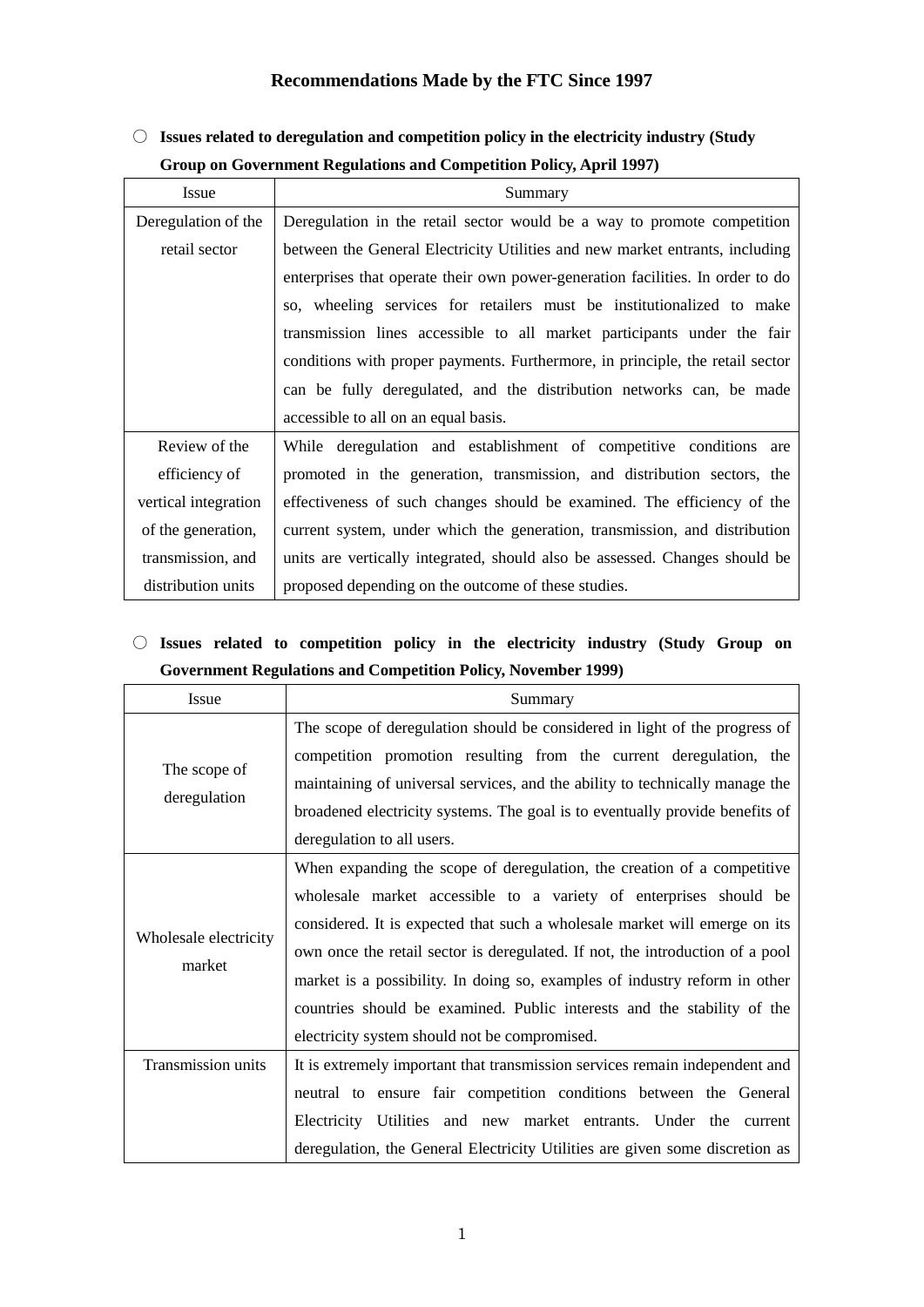# Recommendations Made by the FTC Since 1997

○ **Issues related to deregulation and competition policy in the electricity industry (Study Group on Government Regulations and Competition Policy, April 1997)**

| Issue | Summary |
|---|---|
| Deregulation of the retail sector | Deregulation in the retail sector would be a way to promote competition between the General Electricity Utilities and new market entrants, including enterprises that operate their own power-generation facilities. In order to do so, wheeling services for retailers must be institutionalized to make transmission lines accessible to all market participants under the fair conditions with proper payments. Furthermore, in principle, the retail sector can be fully deregulated, and the distribution networks can, be made accessible to all on an equal basis. |
| Review of the efficiency of vertical integration of the generation, transmission, and distribution units | While deregulation and establishment of competitive conditions are promoted in the generation, transmission, and distribution sectors, the effectiveness of such changes should be examined. The efficiency of the current system, under which the generation, transmission, and distribution units are vertically integrated, should also be assessed. Changes should be proposed depending on the outcome of these studies. |

○ **Issues related to competition policy in the electricity industry (Study Group on Government Regulations and Competition Policy, November 1999)**

| Issue | Summary |
|---|---|
| The scope of deregulation | The scope of deregulation should be considered in light of the progress of competition promotion resulting from the current deregulation, the maintaining of universal services, and the ability to technically manage the broadened electricity systems. The goal is to eventually provide benefits of deregulation to all users. |
| Wholesale electricity market | When expanding the scope of deregulation, the creation of a competitive wholesale market accessible to a variety of enterprises should be considered. It is expected that such a wholesale market will emerge on its own once the retail sector is deregulated. If not, the introduction of a pool market is a possibility. In doing so, examples of industry reform in other countries should be examined. Public interests and the stability of the electricity system should not be compromised. |
| Transmission units | It is extremely important that transmission services remain independent and neutral to ensure fair competition conditions between the General Electricity Utilities and new market entrants. Under the current deregulation, the General Electricity Utilities are given some discretion as |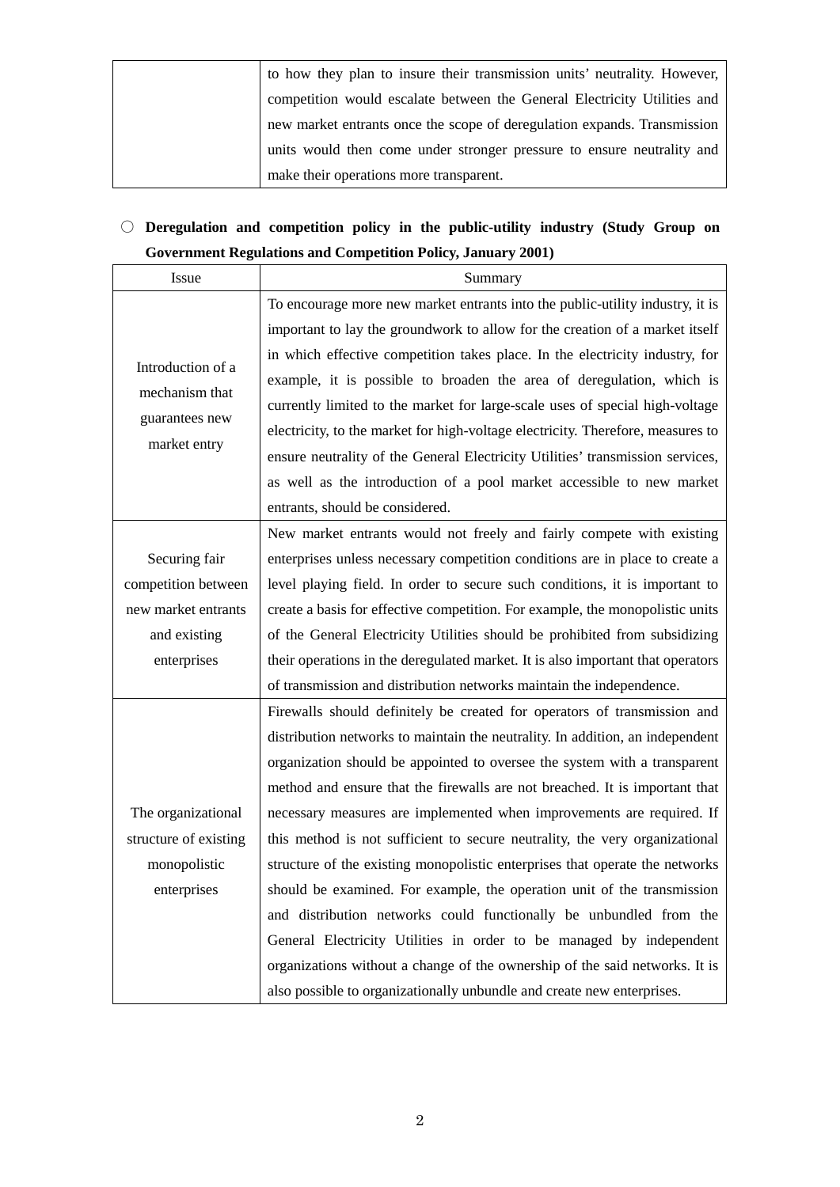| | |
|---|---|
| | to how they plan to insure their transmission units' neutrality. However, competition would escalate between the General Electricity Utilities and new market entrants once the scope of deregulation expands. Transmission units would then come under stronger pressure to ensure neutrality and make their operations more transparent. |

○ **Deregulation and competition policy in the public-utility industry (Study Group on Government Regulations and Competition Policy, January 2001)**

| Issue | Summary |
|---|---|
| Introduction of a mechanism that guarantees new market entry | To encourage more new market entrants into the public-utility industry, it is important to lay the groundwork to allow for the creation of a market itself in which effective competition takes place. In the electricity industry, for example, it is possible to broaden the area of deregulation, which is currently limited to the market for large-scale uses of special high-voltage electricity, to the market for high-voltage electricity. Therefore, measures to ensure neutrality of the General Electricity Utilities' transmission services, as well as the introduction of a pool market accessible to new market entrants, should be considered. |
| Securing fair competition between new market entrants and existing enterprises | New market entrants would not freely and fairly compete with existing enterprises unless necessary competition conditions are in place to create a level playing field. In order to secure such conditions, it is important to create a basis for effective competition. For example, the monopolistic units of the General Electricity Utilities should be prohibited from subsidizing their operations in the deregulated market. It is also important that operators of transmission and distribution networks maintain the independence. |
| The organizational structure of existing monopolistic enterprises | Firewalls should definitely be created for operators of transmission and distribution networks to maintain the neutrality. In addition, an independent organization should be appointed to oversee the system with a transparent method and ensure that the firewalls are not breached. It is important that necessary measures are implemented when improvements are required. If this method is not sufficient to secure neutrality, the very organizational structure of the existing monopolistic enterprises that operate the networks should be examined. For example, the operation unit of the transmission and distribution networks could functionally be unbundled from the General Electricity Utilities in order to be managed by independent organizations without a change of the ownership of the said networks. It is also possible to organizationally unbundle and create new enterprises. |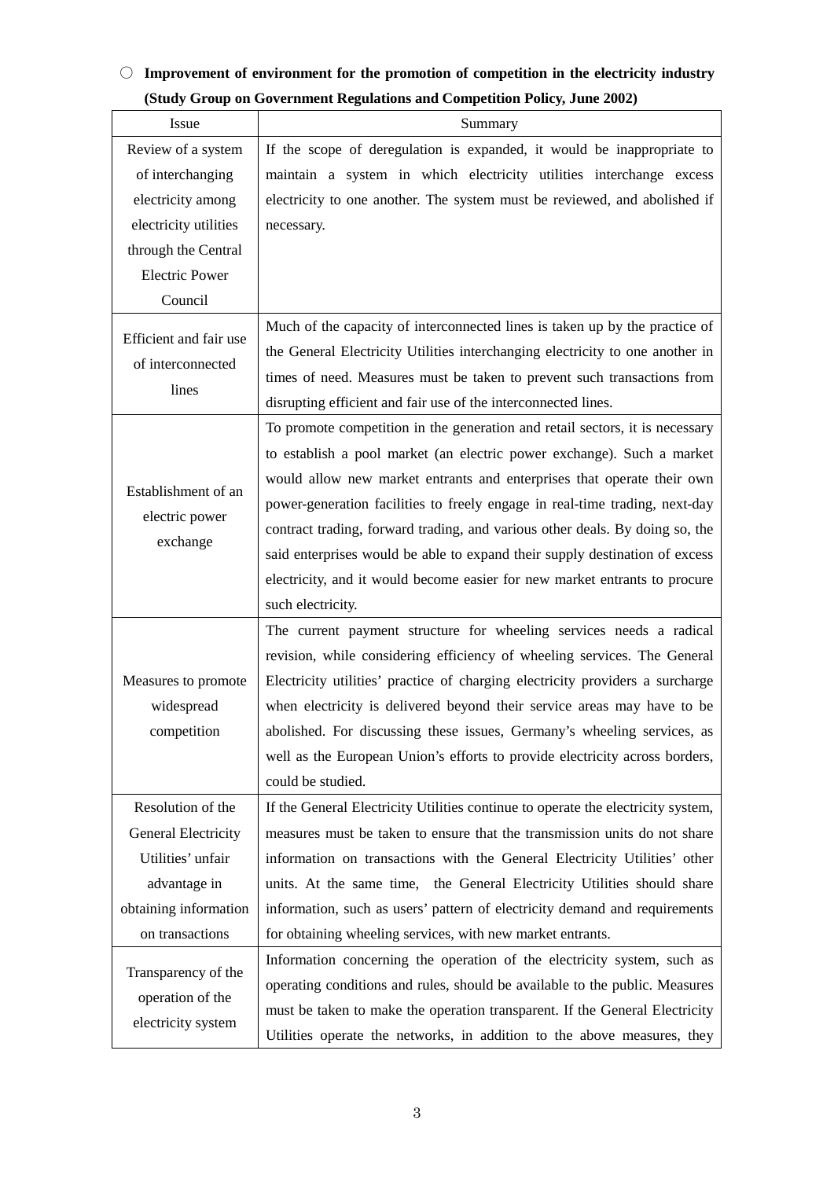○ **Improvement of environment for the promotion of competition in the electricity industry (Study Group on Government Regulations and Competition Policy, June 2002)**

| Issue | Summary |
|---|---|
| Review of a system of interchanging electricity among electricity utilities through the Central Electric Power Council | If the scope of deregulation is expanded, it would be inappropriate to maintain a system in which electricity utilities interchange excess electricity to one another. The system must be reviewed, and abolished if necessary. |
| Efficient and fair use of interconnected lines | Much of the capacity of interconnected lines is taken up by the practice of the General Electricity Utilities interchanging electricity to one another in times of need. Measures must be taken to prevent such transactions from disrupting efficient and fair use of the interconnected lines. |
| Establishment of an electric power exchange | To promote competition in the generation and retail sectors, it is necessary to establish a pool market (an electric power exchange). Such a market would allow new market entrants and enterprises that operate their own power-generation facilities to freely engage in real-time trading, next-day contract trading, forward trading, and various other deals. By doing so, the said enterprises would be able to expand their supply destination of excess electricity, and it would become easier for new market entrants to procure such electricity. |
| Measures to promote widespread competition | The current payment structure for wheeling services needs a radical revision, while considering efficiency of wheeling services. The General Electricity utilities' practice of charging electricity providers a surcharge when electricity is delivered beyond their service areas may have to be abolished. For discussing these issues, Germany's wheeling services, as well as the European Union's efforts to provide electricity across borders, could be studied. |
| Resolution of the General Electricity Utilities' unfair advantage in obtaining information on transactions | If the General Electricity Utilities continue to operate the electricity system, measures must be taken to ensure that the transmission units do not share information on transactions with the General Electricity Utilities' other units. At the same time, the General Electricity Utilities should share information, such as users' pattern of electricity demand and requirements for obtaining wheeling services, with new market entrants. |
| Transparency of the operation of the electricity system | Information concerning the operation of the electricity system, such as operating conditions and rules, should be available to the public. Measures must be taken to make the operation transparent. If the General Electricity Utilities operate the networks, in addition to the above measures, they |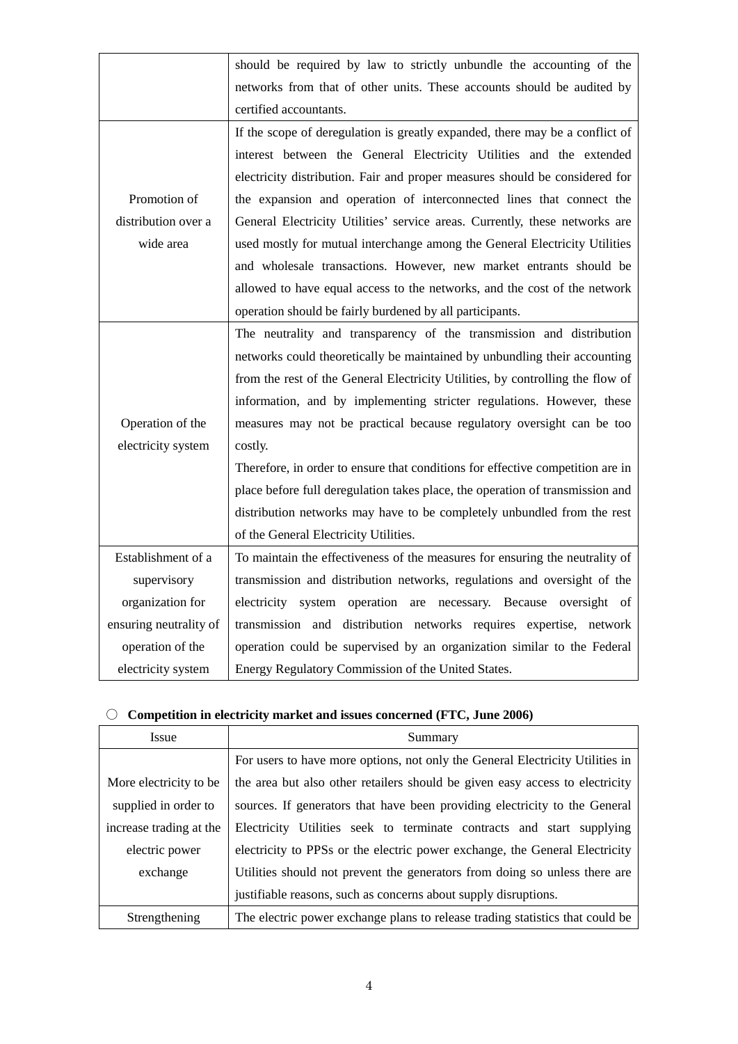| | |
|---|---|
| | should be required by law to strictly unbundle the accounting of the networks from that of other units. These accounts should be audited by certified accountants. |
| Promotion of distribution over a wide area | If the scope of deregulation is greatly expanded, there may be a conflict of interest between the General Electricity Utilities and the extended electricity distribution. Fair and proper measures should be considered for the expansion and operation of interconnected lines that connect the General Electricity Utilities' service areas. Currently, these networks are used mostly for mutual interchange among the General Electricity Utilities and wholesale transactions. However, new market entrants should be allowed to have equal access to the networks, and the cost of the network operation should be fairly burdened by all participants. |
| Operation of the electricity system | The neutrality and transparency of the transmission and distribution networks could theoretically be maintained by unbundling their accounting from the rest of the General Electricity Utilities, by controlling the flow of information, and by implementing stricter regulations. However, these measures may not be practical because regulatory oversight can be too costly.<br>Therefore, in order to ensure that conditions for effective competition are in place before full deregulation takes place, the operation of transmission and distribution networks may have to be completely unbundled from the rest of the General Electricity Utilities. |
| Establishment of a supervisory organization for ensuring neutrality of operation of the electricity system | To maintain the effectiveness of the measures for ensuring the neutrality of transmission and distribution networks, regulations and oversight of the electricity system operation are necessary. Because oversight of transmission and distribution networks requires expertise, network operation could be supervised by an organization similar to the Federal Energy Regulatory Commission of the United States. |

○ **Competition in electricity market and issues concerned (FTC, June 2006)**

| Issue | Summary |
|---|---|
| More electricity to be supplied in order to increase trading at the electric power exchange | For users to have more options, not only the General Electricity Utilities in the area but also other retailers should be given easy access to electricity sources. If generators that have been providing electricity to the General Electricity Utilities seek to terminate contracts and start supplying electricity to PPSs or the electric power exchange, the General Electricity Utilities should not prevent the generators from doing so unless there are justifiable reasons, such as concerns about supply disruptions. |
| Strengthening | The electric power exchange plans to release trading statistics that could be |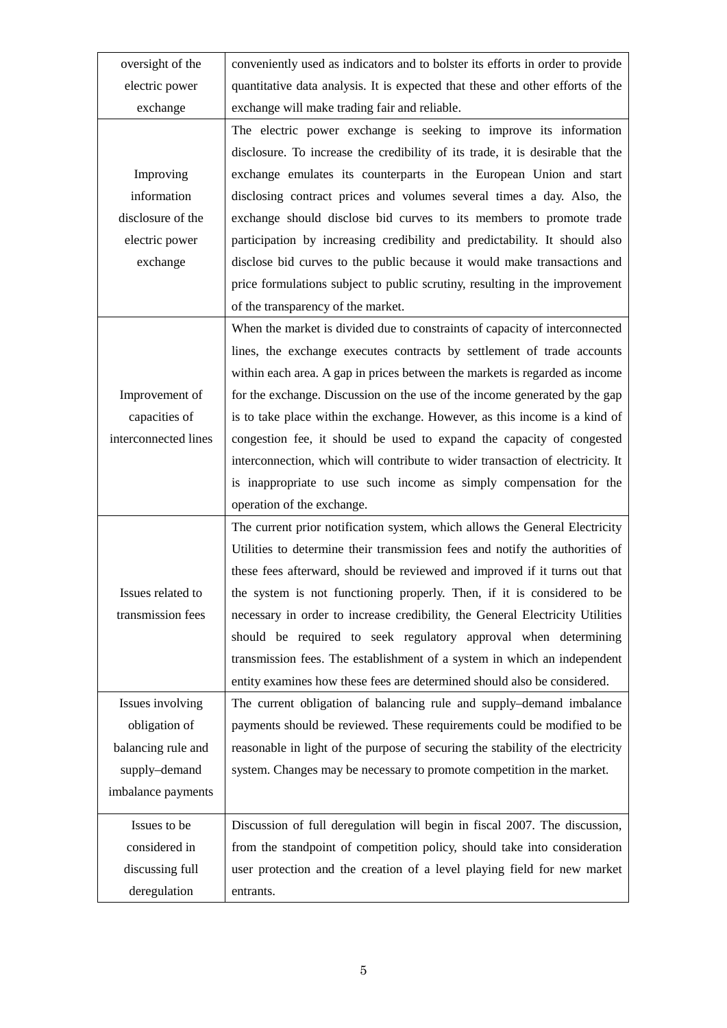| | |
|---|---|
| oversight of the electric power exchange | conveniently used as indicators and to bolster its efforts in order to provide quantitative data analysis. It is expected that these and other efforts of the exchange will make trading fair and reliable. |
| Improving information disclosure of the electric power exchange | The electric power exchange is seeking to improve its information disclosure. To increase the credibility of its trade, it is desirable that the exchange emulates its counterparts in the European Union and start disclosing contract prices and volumes several times a day. Also, the exchange should disclose bid curves to its members to promote trade participation by increasing credibility and predictability. It should also disclose bid curves to the public because it would make transactions and price formulations subject to public scrutiny, resulting in the improvement of the transparency of the market. |
| Improvement of capacities of interconnected lines | When the market is divided due to constraints of capacity of interconnected lines, the exchange executes contracts by settlement of trade accounts within each area. A gap in prices between the markets is regarded as income for the exchange. Discussion on the use of the income generated by the gap is to take place within the exchange. However, as this income is a kind of congestion fee, it should be used to expand the capacity of congested interconnection, which will contribute to wider transaction of electricity. It is inappropriate to use such income as simply compensation for the operation of the exchange. |
| Issues related to transmission fees | The current prior notification system, which allows the General Electricity Utilities to determine their transmission fees and notify the authorities of these fees afterward, should be reviewed and improved if it turns out that the system is not functioning properly. Then, if it is considered to be necessary in order to increase credibility, the General Electricity Utilities should be required to seek regulatory approval when determining transmission fees. The establishment of a system in which an independent entity examines how these fees are determined should also be considered. |
| Issues involving obligation of balancing rule and supply–demand imbalance payments | The current obligation of balancing rule and supply–demand imbalance payments should be reviewed. These requirements could be modified to be reasonable in light of the purpose of securing the stability of the electricity system. Changes may be necessary to promote competition in the market. |
| Issues to be considered in discussing full deregulation | Discussion of full deregulation will begin in fiscal 2007. The discussion, from the standpoint of competition policy, should take into consideration user protection and the creation of a level playing field for new market entrants. |